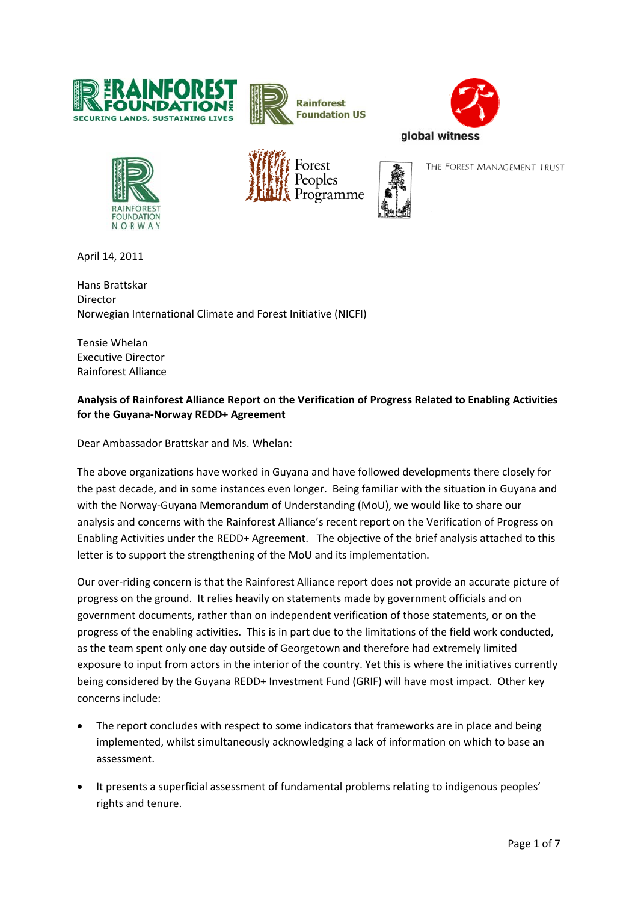April 14, 2011

Hans Brattskar
Director
Norwegian International Climate and Forest Initiative (NICFI)

Tensie Whelan
Executive Director
Rainforest Alliance

**Analysis of Rainforest Alliance Report on the Verification of Progress Related to Enabling Activities for the Guyana-Norway REDD+ Agreement**

Dear Ambassador Brattskar and Ms. Whelan:

The above organizations have worked in Guyana and have followed developments there closely for the past decade, and in some instances even longer. Being familiar with the situation in Guyana and with the Norway-Guyana Memorandum of Understanding (MoU), we would like to share our analysis and concerns with the Rainforest Alliance's recent report on the Verification of Progress on Enabling Activities under the REDD+ Agreement. The objective of the brief analysis attached to this letter is to support the strengthening of the MoU and its implementation.

Our over-riding concern is that the Rainforest Alliance report does not provide an accurate picture of progress on the ground. It relies heavily on statements made by government officials and on government documents, rather than on independent verification of those statements, or on the progress of the enabling activities. This is in part due to the limitations of the field work conducted, as the team spent only one day outside of Georgetown and therefore had extremely limited exposure to input from actors in the interior of the country. Yet this is where the initiatives currently being considered by the Guyana REDD+ Investment Fund (GRIF) will have most impact. Other key concerns include:

- The report concludes with respect to some indicators that frameworks are in place and being implemented, whilst simultaneously acknowledging a lack of information on which to base an assessment.
- It presents a superficial assessment of fundamental problems relating to indigenous peoples' rights and tenure.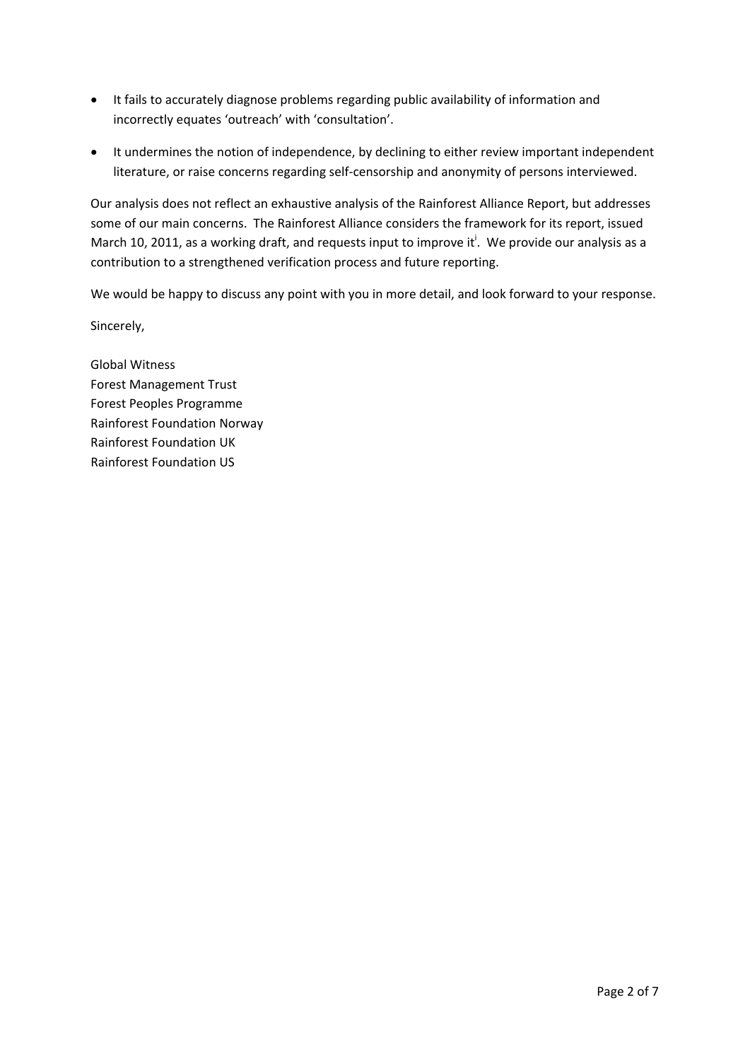- It fails to accurately diagnose problems regarding public availability of information and incorrectly equates 'outreach' with 'consultation'.
- It undermines the notion of independence, by declining to either review important independent literature, or raise concerns regarding self-censorship and anonymity of persons interviewed.

Our analysis does not reflect an exhaustive analysis of the Rainforest Alliance Report, but addresses some of our main concerns. The Rainforest Alliance considers the framework for its report, issued March 10, 2011, as a working draft, and requests input to improve it[i]. We provide our analysis as a contribution to a strengthened verification process and future reporting.

We would be happy to discuss any point with you in more detail, and look forward to your response.

Sincerely,

Global Witness
Forest Management Trust
Forest Peoples Programme
Rainforest Foundation Norway
Rainforest Foundation UK
Rainforest Foundation US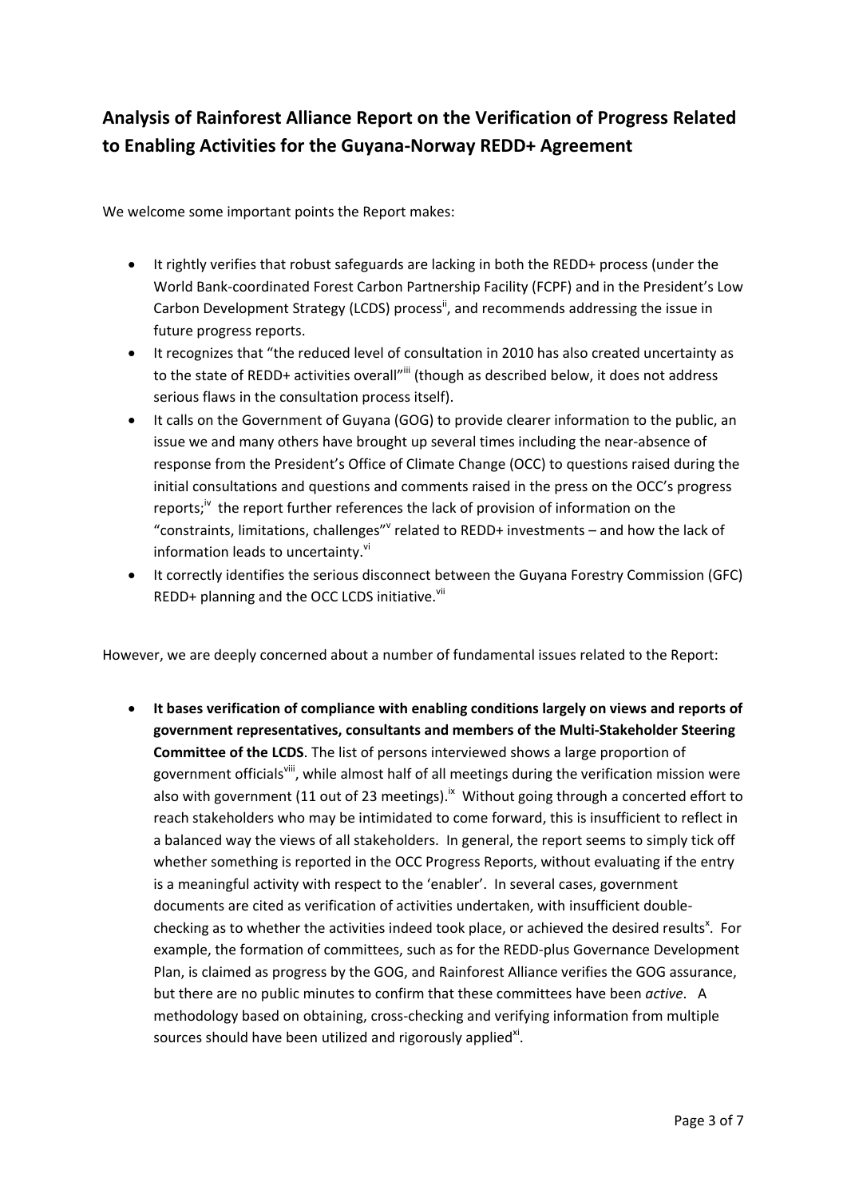## Analysis of Rainforest Alliance Report on the Verification of Progress Related to Enabling Activities for the Guyana-Norway REDD+ Agreement

We welcome some important points the Report makes:

- It rightly verifies that robust safeguards are lacking in both the REDD+ process (under the World Bank-coordinated Forest Carbon Partnership Facility (FCPF) and in the President's Low Carbon Development Strategy (LCDS) process[ii], and recommends addressing the issue in future progress reports.
- It recognizes that "the reduced level of consultation in 2010 has also created uncertainty as to the state of REDD+ activities overall"[iii] (though as described below, it does not address serious flaws in the consultation process itself).
- It calls on the Government of Guyana (GOG) to provide clearer information to the public, an issue we and many others have brought up several times including the near-absence of response from the President's Office of Climate Change (OCC) to questions raised during the initial consultations and questions and comments raised in the press on the OCC's progress reports;[iv] the report further references the lack of provision of information on the "constraints, limitations, challenges"[v] related to REDD+ investments – and how the lack of information leads to uncertainty.[vi]
- It correctly identifies the serious disconnect between the Guyana Forestry Commission (GFC) REDD+ planning and the OCC LCDS initiative.[vii]

However, we are deeply concerned about a number of fundamental issues related to the Report:

- **It bases verification of compliance with enabling conditions largely on views and reports of government representatives, consultants and members of the Multi-Stakeholder Steering Committee of the LCDS**. The list of persons interviewed shows a large proportion of government officials[viii], while almost half of all meetings during the verification mission were also with government (11 out of 23 meetings).[ix] Without going through a concerted effort to reach stakeholders who may be intimidated to come forward, this is insufficient to reflect in a balanced way the views of all stakeholders. In general, the report seems to simply tick off whether something is reported in the OCC Progress Reports, without evaluating if the entry is a meaningful activity with respect to the 'enabler'. In several cases, government documents are cited as verification of activities undertaken, with insufficient double-checking as to whether the activities indeed took place, or achieved the desired results[x]. For example, the formation of committees, such as for the REDD-plus Governance Development Plan, is claimed as progress by the GOG, and Rainforest Alliance verifies the GOG assurance, but there are no public minutes to confirm that these committees have been *active*. A methodology based on obtaining, cross-checking and verifying information from multiple sources should have been utilized and rigorously applied[xi].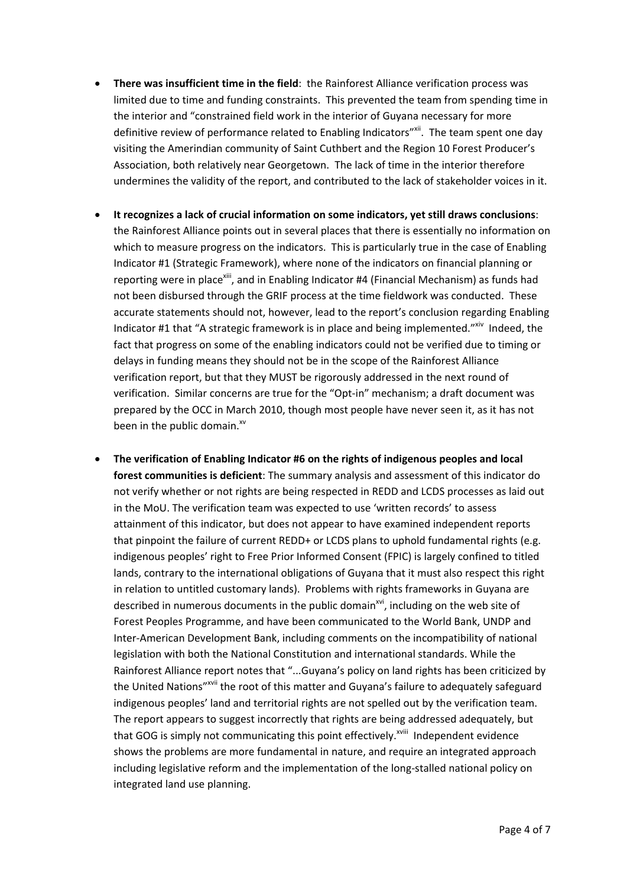- **There was insufficient time in the field**: the Rainforest Alliance verification process was limited due to time and funding constraints. This prevented the team from spending time in the interior and "constrained field work in the interior of Guyana necessary for more definitive review of performance related to Enabling Indicators"[xii]. The team spent one day visiting the Amerindian community of Saint Cuthbert and the Region 10 Forest Producer's Association, both relatively near Georgetown. The lack of time in the interior therefore undermines the validity of the report, and contributed to the lack of stakeholder voices in it.

- **It recognizes a lack of crucial information on some indicators, yet still draws conclusions**: the Rainforest Alliance points out in several places that there is essentially no information on which to measure progress on the indicators. This is particularly true in the case of Enabling Indicator #1 (Strategic Framework), where none of the indicators on financial planning or reporting were in place[xiii], and in Enabling Indicator #4 (Financial Mechanism) as funds had not been disbursed through the GRIF process at the time fieldwork was conducted. These accurate statements should not, however, lead to the report's conclusion regarding Enabling Indicator #1 that "A strategic framework is in place and being implemented."[xiv] Indeed, the fact that progress on some of the enabling indicators could not be verified due to timing or delays in funding means they should not be in the scope of the Rainforest Alliance verification report, but that they MUST be rigorously addressed in the next round of verification. Similar concerns are true for the "Opt-in" mechanism; a draft document was prepared by the OCC in March 2010, though most people have never seen it, as it has not been in the public domain.[xv]

- **The verification of Enabling Indicator #6 on the rights of indigenous peoples and local forest communities is deficient**: The summary analysis and assessment of this indicator do not verify whether or not rights are being respected in REDD and LCDS processes as laid out in the MoU. The verification team was expected to use 'written records' to assess attainment of this indicator, but does not appear to have examined independent reports that pinpoint the failure of current REDD+ or LCDS plans to uphold fundamental rights (e.g. indigenous peoples' right to Free Prior Informed Consent (FPIC) is largely confined to titled lands, contrary to the international obligations of Guyana that it must also respect this right in relation to untitled customary lands). Problems with rights frameworks in Guyana are described in numerous documents in the public domain[xvi], including on the web site of Forest Peoples Programme, and have been communicated to the World Bank, UNDP and Inter-American Development Bank, including comments on the incompatibility of national legislation with both the National Constitution and international standards. While the Rainforest Alliance report notes that "...Guyana's policy on land rights has been criticized by the United Nations"[xvii] the root of this matter and Guyana's failure to adequately safeguard indigenous peoples' land and territorial rights are not spelled out by the verification team. The report appears to suggest incorrectly that rights are being addressed adequately, but that GOG is simply not communicating this point effectively.[xviii] Independent evidence shows the problems are more fundamental in nature, and require an integrated approach including legislative reform and the implementation of the long-stalled national policy on integrated land use planning.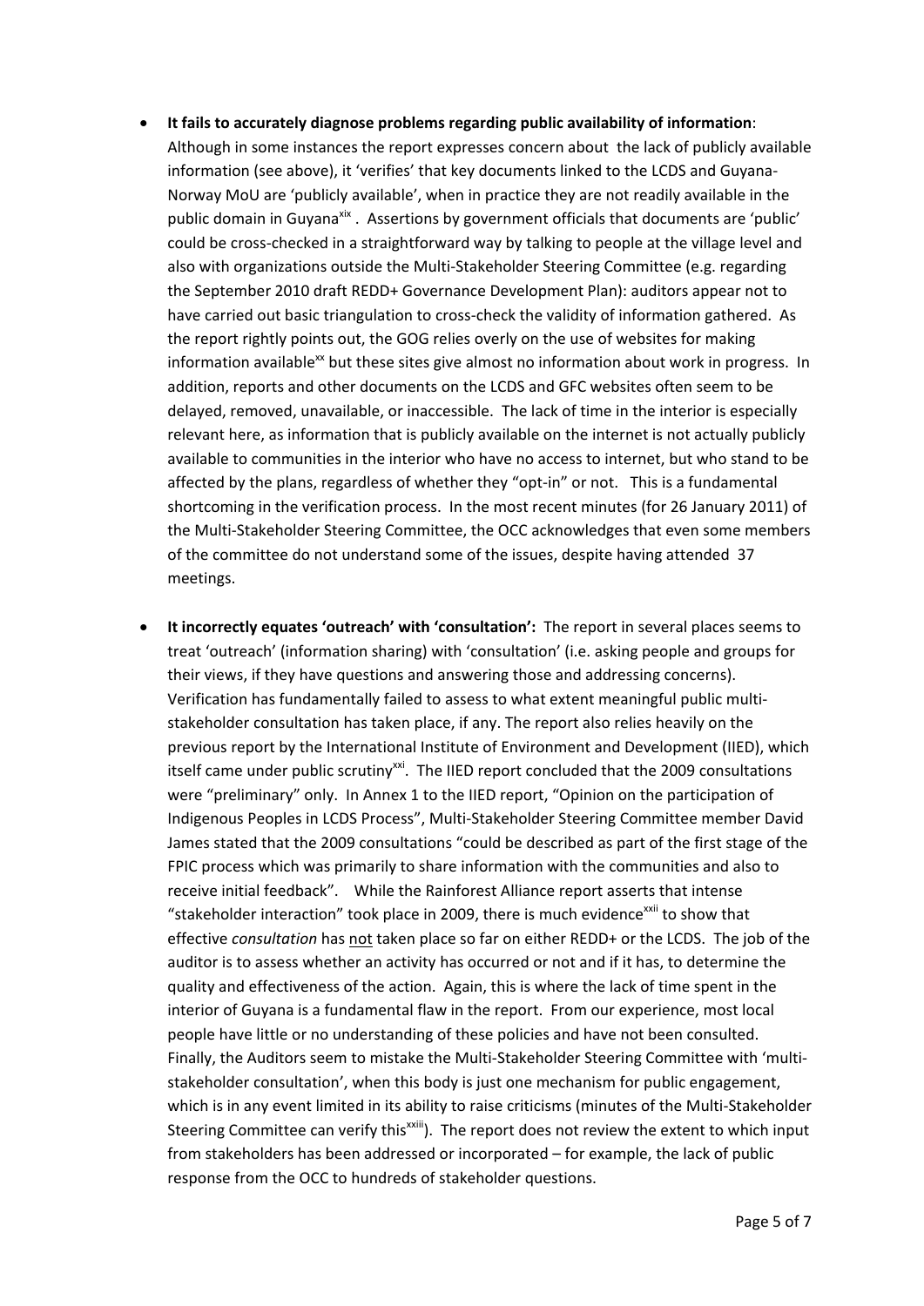- **It fails to accurately diagnose problems regarding public availability of information**: Although in some instances the report expresses concern about the lack of publicly available information (see above), it 'verifies' that key documents linked to the LCDS and Guyana-Norway MoU are 'publicly available', when in practice they are not readily available in the public domain in Guyana[xix]. Assertions by government officials that documents are 'public' could be cross-checked in a straightforward way by talking to people at the village level and also with organizations outside the Multi-Stakeholder Steering Committee (e.g. regarding the September 2010 draft REDD+ Governance Development Plan): auditors appear not to have carried out basic triangulation to cross-check the validity of information gathered. As the report rightly points out, the GOG relies overly on the use of websites for making information available[xx] but these sites give almost no information about work in progress. In addition, reports and other documents on the LCDS and GFC websites often seem to be delayed, removed, unavailable, or inaccessible. The lack of time in the interior is especially relevant here, as information that is publicly available on the internet is not actually publicly available to communities in the interior who have no access to internet, but who stand to be affected by the plans, regardless of whether they "opt-in" or not. This is a fundamental shortcoming in the verification process. In the most recent minutes (for 26 January 2011) of the Multi-Stakeholder Steering Committee, the OCC acknowledges that even some members of the committee do not understand some of the issues, despite having attended 37 meetings.

- **It incorrectly equates 'outreach' with 'consultation':** The report in several places seems to treat 'outreach' (information sharing) with 'consultation' (i.e. asking people and groups for their views, if they have questions and answering those and addressing concerns). Verification has fundamentally failed to assess to what extent meaningful public multi-stakeholder consultation has taken place, if any. The report also relies heavily on the previous report by the International Institute of Environment and Development (IIED), which itself came under public scrutiny[xxi]. The IIED report concluded that the 2009 consultations were "preliminary" only. In Annex 1 to the IIED report, "Opinion on the participation of Indigenous Peoples in LCDS Process", Multi-Stakeholder Steering Committee member David James stated that the 2009 consultations "could be described as part of the first stage of the FPIC process which was primarily to share information with the communities and also to receive initial feedback". While the Rainforest Alliance report asserts that intense "stakeholder interaction" took place in 2009, there is much evidence[xxii] to show that effective *consultation* has not taken place so far on either REDD+ or the LCDS. The job of the auditor is to assess whether an activity has occurred or not and if it has, to determine the quality and effectiveness of the action. Again, this is where the lack of time spent in the interior of Guyana is a fundamental flaw in the report. From our experience, most local people have little or no understanding of these policies and have not been consulted. Finally, the Auditors seem to mistake the Multi-Stakeholder Steering Committee with 'multi-stakeholder consultation', when this body is just one mechanism for public engagement, which is in any event limited in its ability to raise criticisms (minutes of the Multi-Stakeholder Steering Committee can verify this[xxiii]). The report does not review the extent to which input from stakeholders has been addressed or incorporated – for example, the lack of public response from the OCC to hundreds of stakeholder questions.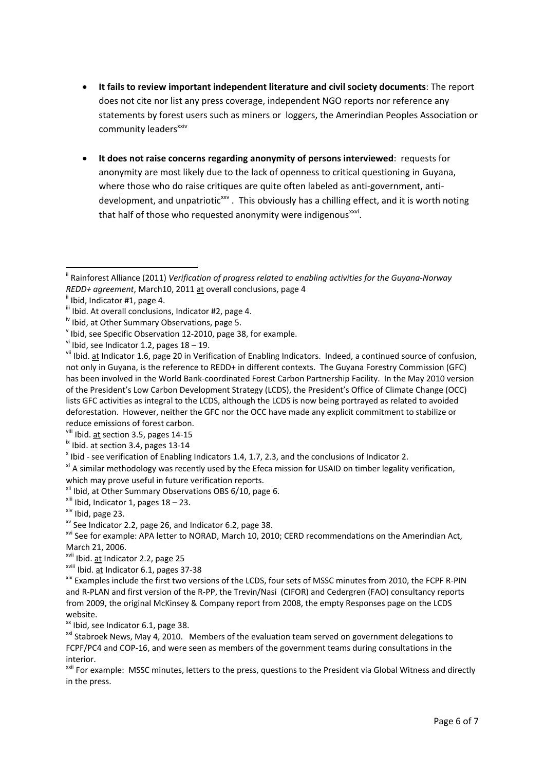- **It fails to review important independent literature and civil society documents**: The report does not cite nor list any press coverage, independent NGO reports nor reference any statements by forest users such as miners or loggers, the Amerindian Peoples Association or community leaders[xxiv]

- **It does not raise concerns regarding anonymity of persons interviewed**: requests for anonymity are most likely due to the lack of openness to critical questioning in Guyana, where those who do raise critiques are quite often labeled as anti-government, anti-development, and unpatriotic[xxv]. This obviously has a chilling effect, and it is worth noting that half of those who requested anonymity were indigenous[xxvi].

---

[i] Rainforest Alliance (2011) *Verification of progress related to enabling activities for the Guyana-Norway REDD+ agreement*, March10, 2011 at overall conclusions, page 4

[ii] Ibid, Indicator #1, page 4.

[iii] Ibid. At overall conclusions, Indicator #2, page 4.

[iv] Ibid, at Other Summary Observations, page 5.

[v] Ibid, see Specific Observation 12-2010, page 38, for example.

[vi] Ibid, see Indicator 1.2, pages 18 – 19.

[vii] Ibid. at Indicator 1.6, page 20 in Verification of Enabling Indicators. Indeed, a continued source of confusion, not only in Guyana, is the reference to REDD+ in different contexts. The Guyana Forestry Commission (GFC) has been involved in the World Bank-coordinated Forest Carbon Partnership Facility. In the May 2010 version of the President's Low Carbon Development Strategy (LCDS), the President's Office of Climate Change (OCC) lists GFC activities as integral to the LCDS, although the LCDS is now being portrayed as related to avoided deforestation. However, neither the GFC nor the OCC have made any explicit commitment to stabilize or reduce emissions of forest carbon.

[viii] Ibid. at section 3.5, pages 14-15

[ix] Ibid. at section 3.4, pages 13-14

[x] Ibid - see verification of Enabling Indicators 1.4, 1.7, 2.3, and the conclusions of Indicator 2.

[xi] A similar methodology was recently used by the Efeca mission for USAID on timber legality verification, which may prove useful in future verification reports.

[xii] Ibid, at Other Summary Observations OBS 6/10, page 6.

[xiii] Ibid, Indicator 1, pages 18 – 23.

[xiv] Ibid, page 23.

[xv] See Indicator 2.2, page 26, and Indicator 6.2, page 38.

[xvi] See for example: APA letter to NORAD, March 10, 2010; CERD recommendations on the Amerindian Act, March 21, 2006.

[xvii] Ibid. at Indicator 2.2, page 25

[xviii] Ibid. at Indicator 6.1, pages 37-38

[xix] Examples include the first two versions of the LCDS, four sets of MSSC minutes from 2010, the FCPF R-PIN and R-PLAN and first version of the R-PP, the Trevin/Nasi (CIFOR) and Cedergren (FAO) consultancy reports from 2009, the original McKinsey & Company report from 2008, the empty Responses page on the LCDS website.

[xx] Ibid, see Indicator 6.1, page 38.

[xxi] Stabroek News, May 4, 2010. Members of the evaluation team served on government delegations to FCPF/PC4 and COP-16, and were seen as members of the government teams during consultations in the interior.

[xxii] For example: MSSC minutes, letters to the press, questions to the President via Global Witness and directly in the press.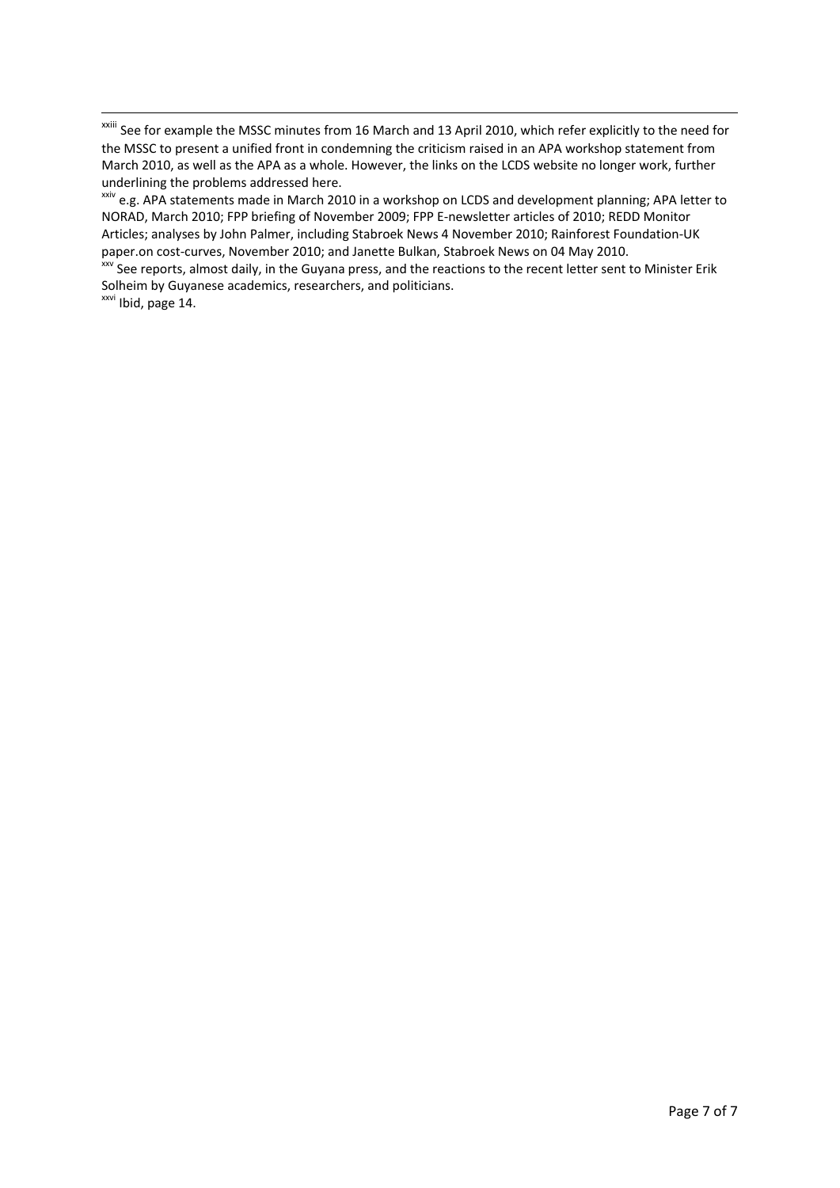[xxiii] See for example the MSSC minutes from 16 March and 13 April 2010, which refer explicitly to the need for the MSSC to present a unified front in condemning the criticism raised in an APA workshop statement from March 2010, as well as the APA as a whole. However, the links on the LCDS website no longer work, further underlining the problems addressed here.

[xxiv] e.g. APA statements made in March 2010 in a workshop on LCDS and development planning; APA letter to NORAD, March 2010; FPP briefing of November 2009; FPP E-newsletter articles of 2010; REDD Monitor Articles; analyses by John Palmer, including Stabroek News 4 November 2010; Rainforest Foundation-UK paper.on cost-curves, November 2010; and Janette Bulkan, Stabroek News on 04 May 2010.

[xxv] See reports, almost daily, in the Guyana press, and the reactions to the recent letter sent to Minister Erik Solheim by Guyanese academics, researchers, and politicians.

[xxvi] Ibid, page 14.